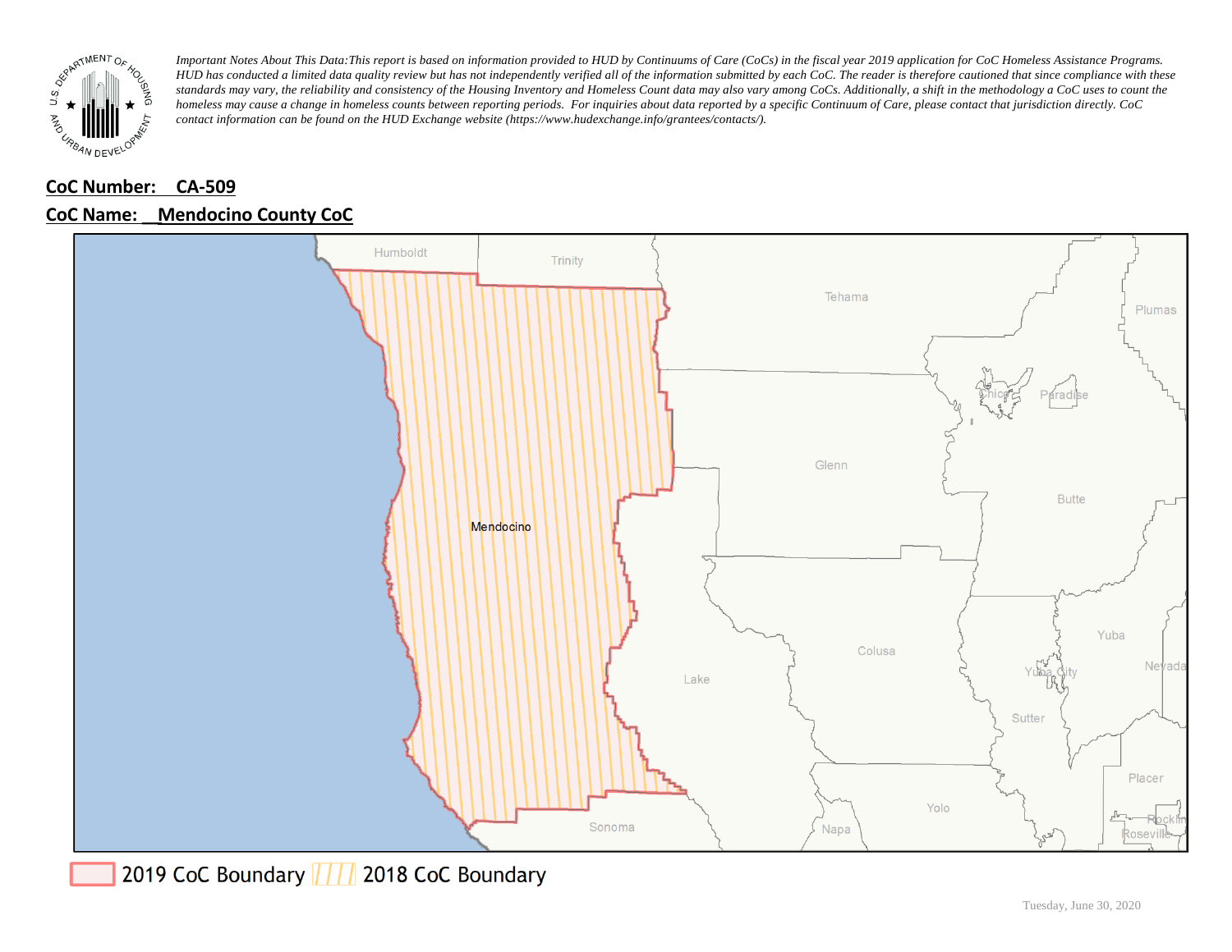*Important Notes About This Data: This report is based on information provided to HUD by Continuums of Care (CoCs) in the fiscal year 2019 application for CoC Homeless Assistance Programs. HUD has conducted a limited data quality review but has not independently verified all of the information submitted by each CoC. The reader is therefore cautioned that since compliance with these standards may vary, the reliability and consistency of the Housing Inventory and Homeless Count data may also vary among CoCs. Additionally, a shift in the methodology a CoC uses to count the homeless may cause a change in homeless counts between reporting periods. For inquiries about data reported by a specific Continuum of Care, please contact that jurisdiction directly. CoC contact information can be found on the HUD Exchange website (https://www.hudexchange.info/grantees/contacts/).*

**CoC Number: CA-509**

**CoC Name: Mendocino County CoC**

2019 CoC Boundary / 2018 CoC Boundary

Tuesday, June 30, 2020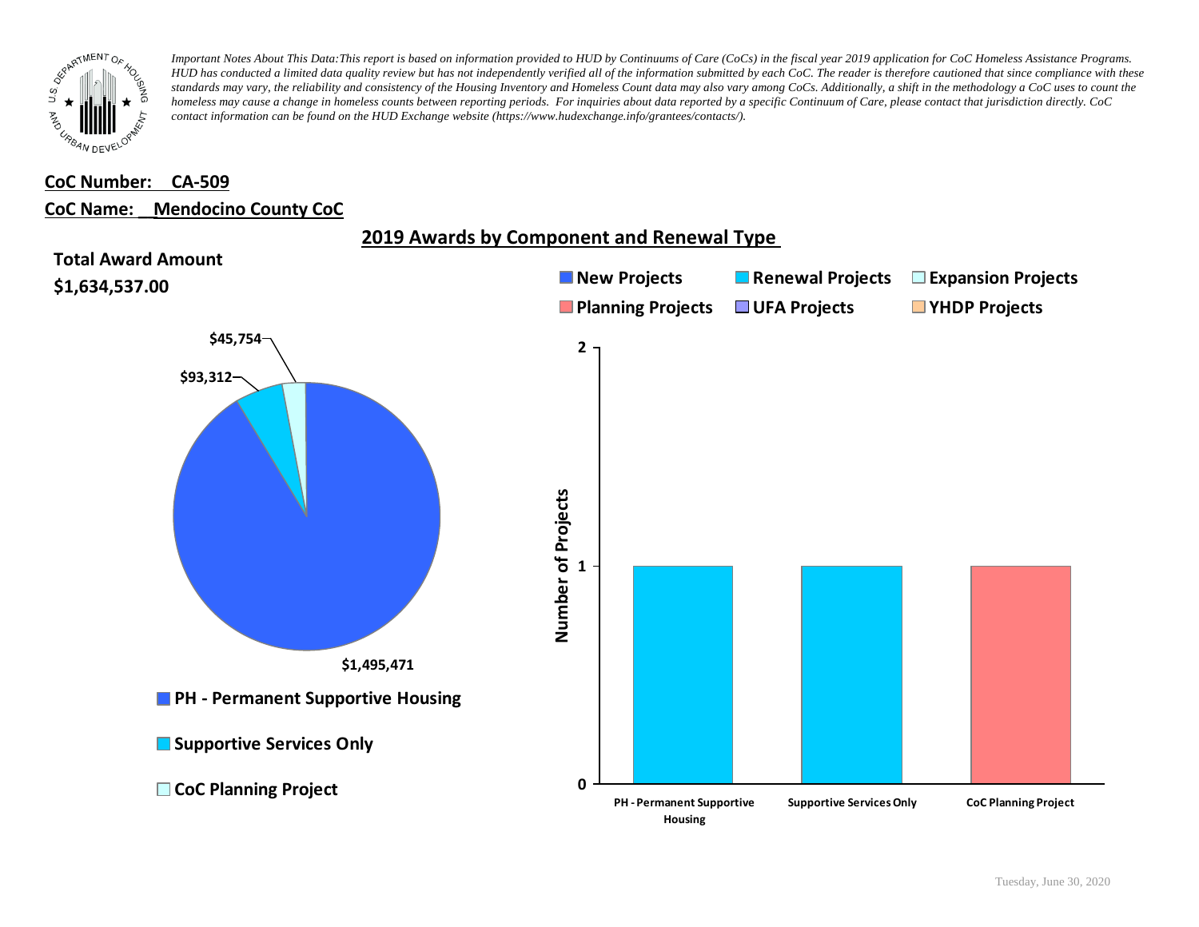*Important Notes About This Data: This report is based on information provided to HUD by Continuums of Care (CoCs) in the fiscal year 2019 application for CoC Homeless Assistance Programs. HUD has conducted a limited data quality review but has not independently verified all of the information submitted by each CoC. The reader is therefore cautioned that since compliance with these standards may vary, the reliability and consistency of the Housing Inventory and Homeless Count data may also vary among CoCs. Additionally, a shift in the methodology a CoC uses to count the homeless may cause a change in homeless counts between reporting periods. For inquiries about data reported by a specific Continuum of Care, please contact that jurisdiction directly. CoC contact information can be found on the HUD Exchange website (https://www.hudexchange.info/grantees/contacts/).*

**CoC Number: CA-509**

**CoC Name: Mendocino County CoC**

## 2019 Awards by Component and Renewal Type

**Total Award Amount**

**$1,634,537.00**

| Component | Award Amount |
|---|---|
| PH - Permanent Supportive Housing | $1,495,471 |
| Supportive Services Only | $93,312 |
| CoC Planning Project | $45,754 |

Number of Projects

| Component | New Projects | Renewal Projects | Expansion Projects | Planning Projects | UFA Projects | YHDP Projects |
|---|---|---|---|---|---|---|
| PH - Permanent Supportive Housing | | 1 | | | | |
| Supportive Services Only | | 1 | | | | |
| CoC Planning Project | | | | 1 | | |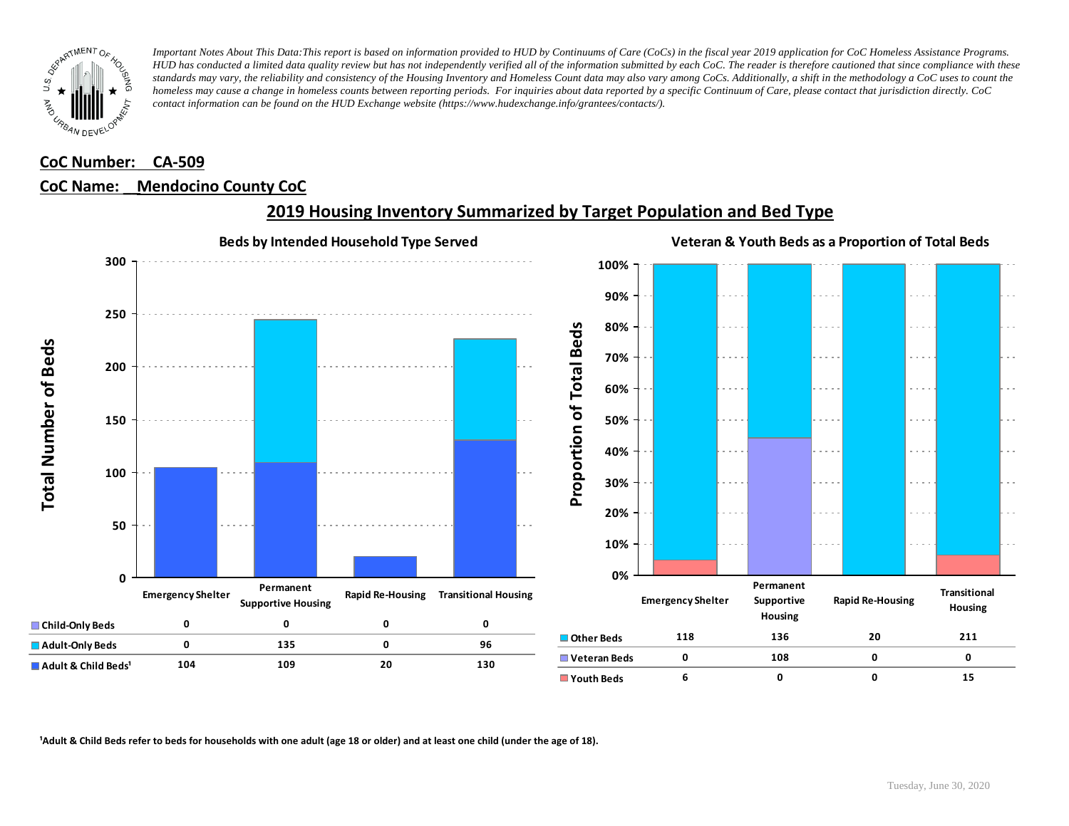*Important Notes About This Data:This report is based on information provided to HUD by Continuums of Care (CoCs) in the fiscal year 2019 application for CoC Homeless Assistance Programs. HUD has conducted a limited data quality review but has not independently verified all of the information submitted by each CoC. The reader is therefore cautioned that since compliance with these standards may vary, the reliability and consistency of the Housing Inventory and Homeless Count data may also vary among CoCs. Additionally, a shift in the methodology a CoC uses to count the homeless may cause a change in homeless counts between reporting periods. For inquiries about data reported by a specific Continuum of Care, please contact that jurisdiction directly. CoC contact information can be found on the HUD Exchange website (https://www.hudexchange.info/grantees/contacts/).*

**CoC Number: CA-509**

**CoC Name: Mendocino County CoC**

## 2019 Housing Inventory Summarized by Target Population and Bed Type

### Beds by Intended Household Type Served

| | Emergency Shelter | Permanent Supportive Housing | Rapid Re-Housing | Transitional Housing |
|---|---|---|---|---|
| Child-Only Beds | 0 | 0 | 0 | 0 |
| Adult-Only Beds | 0 | 135 | 0 | 96 |
| Adult & Child Beds[1] | 104 | 109 | 20 | 130 |

### Veteran & Youth Beds as a Proportion of Total Beds

| | Emergency Shelter | Permanent Supportive Housing | Rapid Re-Housing | Transitional Housing |
|---|---|---|---|---|
| Other Beds | 118 | 136 | 20 | 211 |
| Veteran Beds | 0 | 108 | 0 | 0 |
| Youth Beds | 6 | 0 | 0 | 15 |

[1]Adult & Child Beds refer to beds for households with one adult (age 18 or older) and at least one child (under the age of 18).

Tuesday, June 30, 2020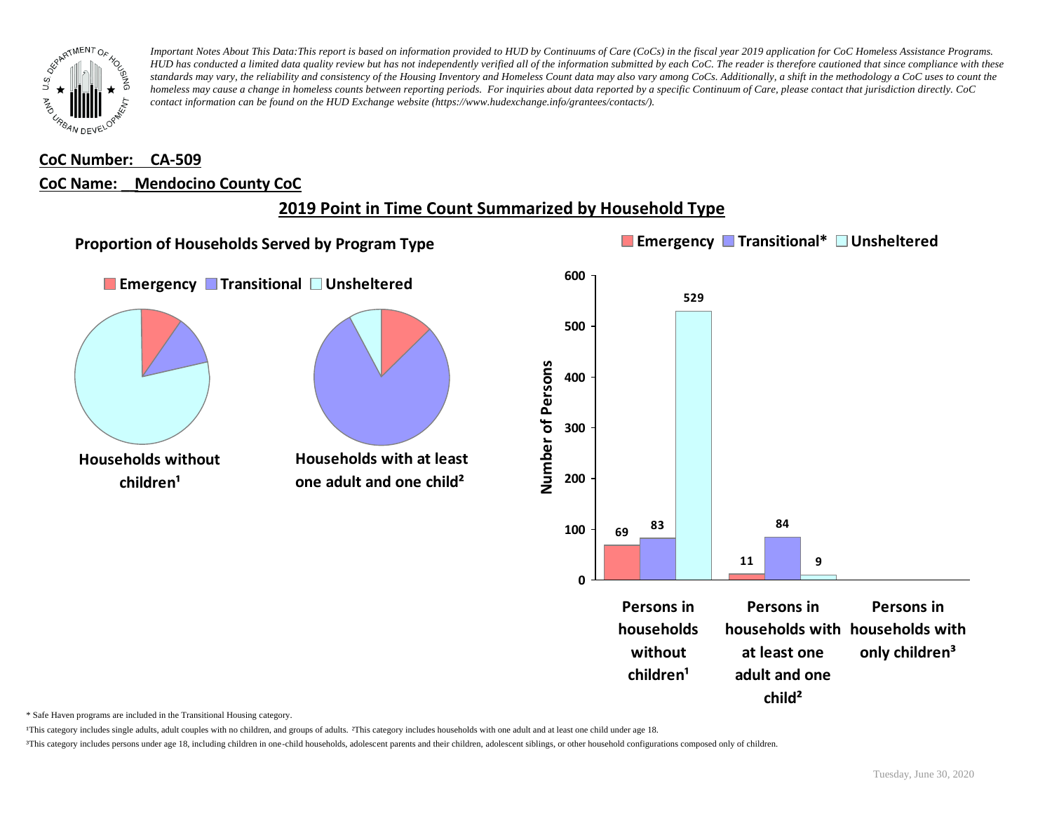*Important Notes About This Data:This report is based on information provided to HUD by Continuums of Care (CoCs) in the fiscal year 2019 application for CoC Homeless Assistance Programs. HUD has conducted a limited data quality review but has not independently verified all of the information submitted by each CoC. The reader is therefore cautioned that since compliance with these standards may vary, the reliability and consistency of the Housing Inventory and Homeless Count data may also vary among CoCs. Additionally, a shift in the methodology a CoC uses to count the homeless may cause a change in homeless counts between reporting periods. For inquiries about data reported by a specific Continuum of Care, please contact that jurisdiction directly. CoC contact information can be found on the HUD Exchange website (https://www.hudexchange.info/grantees/contacts/).*

**CoC Number: CA-509**

**CoC Name: Mendocino County CoC**

## 2019 Point in Time Count Summarized by Household Type

### Proportion of Households Served by Program Type

Emergency | Transitional | Unsheltered

Households without children¹

Households with at least one adult and one child²

| | Emergency | Transitional* | Unsheltered |
|---|---|---|---|
| Persons in households without children¹ | 69 | 83 | 529 |
| Persons in households with at least one adult and one child² | 11 | 84 | 9 |
| Persons in households with only children³ | | | |

\* Safe Haven programs are included in the Transitional Housing category.

¹This category includes single adults, adult couples with no children, and groups of adults. ²This category includes households with one adult and at least one child under age 18.

³This category includes persons under age 18, including children in one-child households, adolescent parents and their children, adolescent siblings, or other household configurations composed only of children.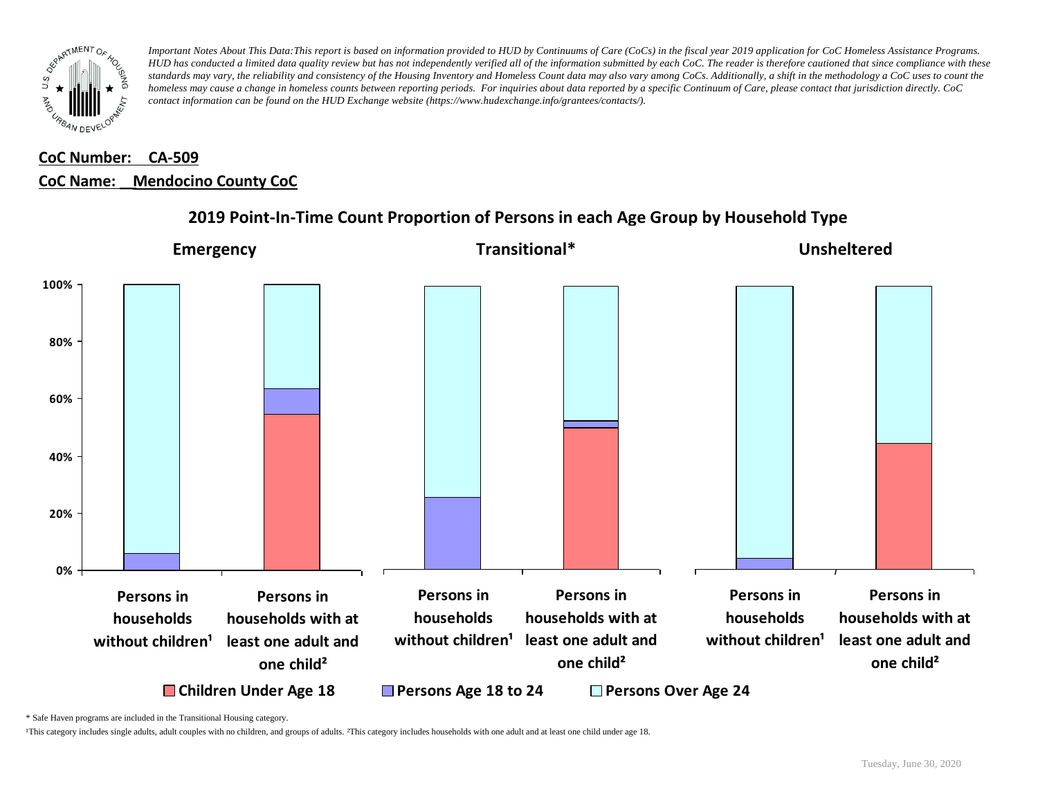*Important Notes About This Data:This report is based on information provided to HUD by Continuums of Care (CoCs) in the fiscal year 2019 application for CoC Homeless Assistance Programs. HUD has conducted a limited data quality review but has not independently verified all of the information submitted by each CoC. The reader is therefore cautioned that since compliance with these standards may vary, the reliability and consistency of the Housing Inventory and Homeless Count data may also vary among CoCs. Additionally, a shift in the methodology a CoC uses to count the homeless may cause a change in homeless counts between reporting periods. For inquiries about data reported by a specific Continuum of Care, please contact that jurisdiction directly. CoC contact information can be found on the HUD Exchange website (https://www.hudexchange.info/grantees/contacts/).*

**CoC Number: CA-509**

**CoC Name: Mendocino County CoC**

## 2019 Point-In-Time Count Proportion of Persons in each Age Group by Household Type

**Emergency** | **Transitional*** | **Unsheltered**

100% | 80% | 60% | 40% | 20% | 0%

Persons in households without children¹ | Persons in households with at least one adult and one child² | Persons in households without children¹ | Persons in households with at least one adult and one child² | Persons in households without children¹ | Persons in households with at least one adult and one child²

Children Under Age 18 | Persons Age 18 to 24 | Persons Over Age 24

\* Safe Haven programs are included in the Transitional Housing category.

¹This category includes single adults, adult couples with no children, and groups of adults. ²This category includes households with one adult and at least one child under age 18.

Tuesday, June 30, 2020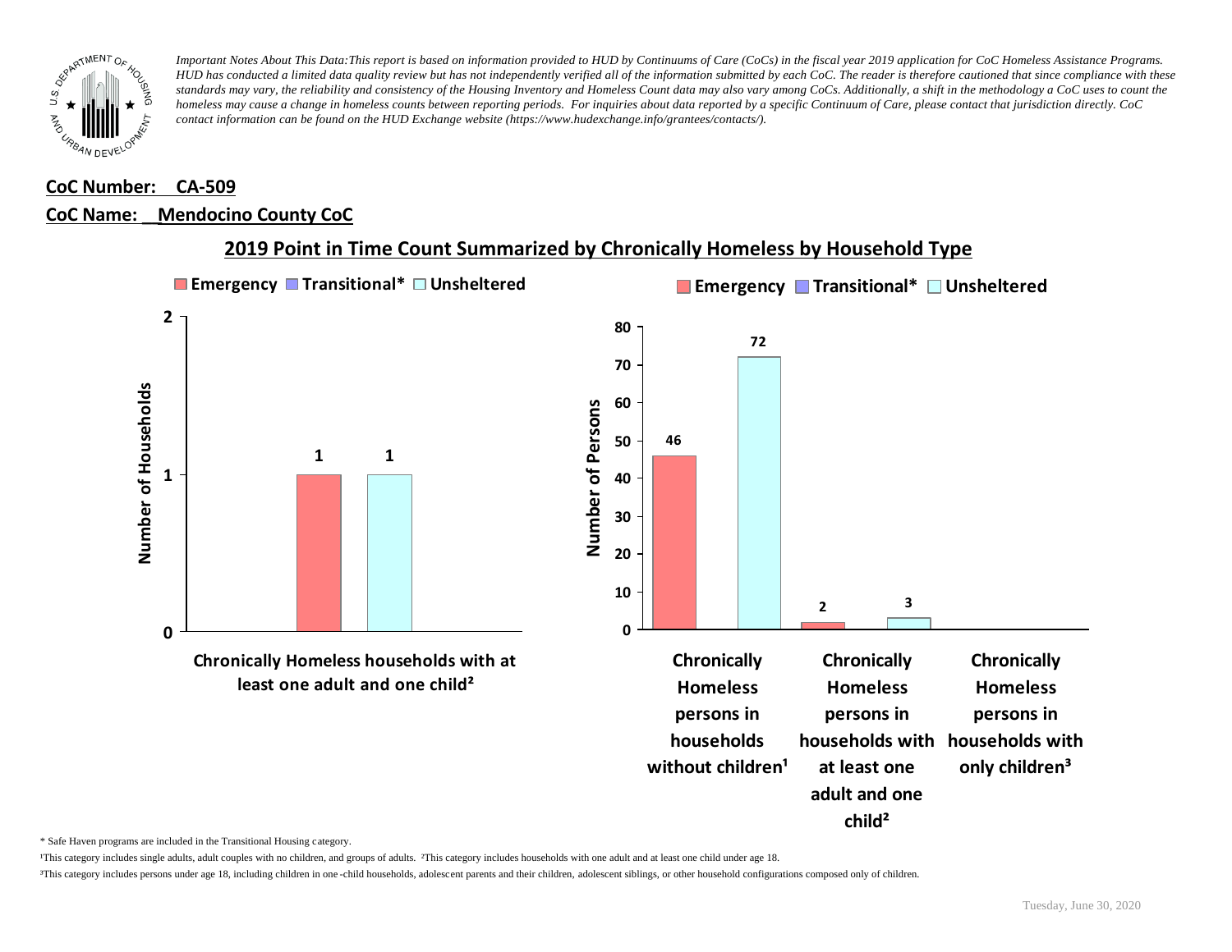*Important Notes About This Data:This report is based on information provided to HUD by Continuums of Care (CoCs) in the fiscal year 2019 application for CoC Homeless Assistance Programs. HUD has conducted a limited data quality review but has not independently verified all of the information submitted by each CoC. The reader is therefore cautioned that since compliance with these standards may vary, the reliability and consistency of the Housing Inventory and Homeless Count data may also vary among CoCs. Additionally, a shift in the methodology a CoC uses to count the homeless may cause a change in homeless counts between reporting periods. For inquiries about data reported by a specific Continuum of Care, please contact that jurisdiction directly. CoC contact information can be found on the HUD Exchange website (https://www.hudexchange.info/grantees/contacts/).*

**CoC Number: CA-509**

**CoC Name: Mendocino County CoC**

## 2019 Point in Time Count Summarized by Chronically Homeless by Household Type

**Number of Households**

| | Emergency | Transitional* | Unsheltered |
|---|---|---|---|
| Chronically Homeless households with at least one adult and one child² | 1 | | 1 |

**Number of Persons**

| | Emergency | Transitional* | Unsheltered |
|---|---|---|---|
| Chronically Homeless persons in households without children¹ | 46 | | 72 |
| Chronically Homeless persons in households with at least one adult and one child² | 2 | | 3 |
| Chronically Homeless persons in households with only children³ | | | |

\* Safe Haven programs are included in the Transitional Housing category.

¹This category includes single adults, adult couples with no children, and groups of adults. ²This category includes households with one adult and at least one child under age 18.

³This category includes persons under age 18, including children in one-child households, adolescent parents and their children, adolescent siblings, or other household configurations composed only of children.

Tuesday, June 30, 2020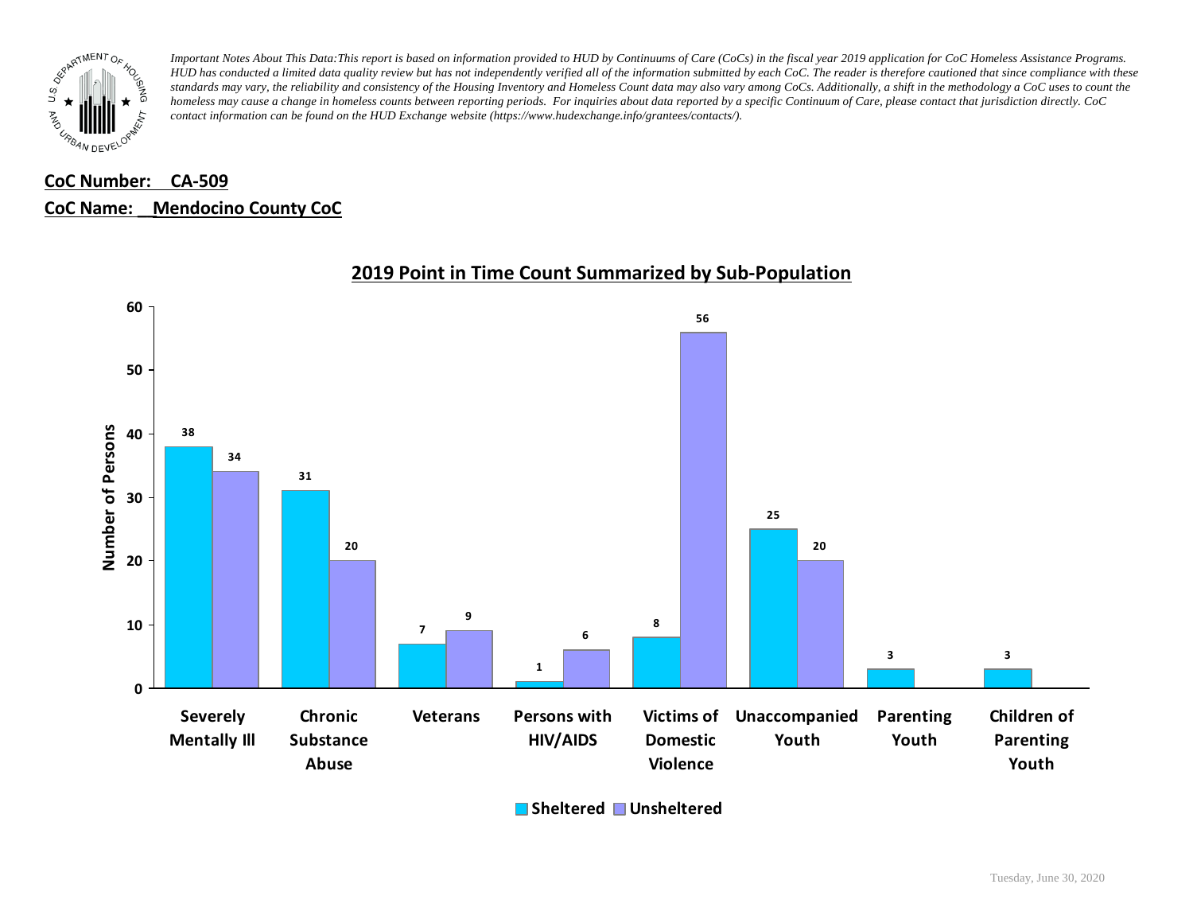*Important Notes About This Data:This report is based on information provided to HUD by Continuums of Care (CoCs) in the fiscal year 2019 application for CoC Homeless Assistance Programs. HUD has conducted a limited data quality review but has not independently verified all of the information submitted by each CoC. The reader is therefore cautioned that since compliance with these standards may vary, the reliability and consistency of the Housing Inventory and Homeless Count data may also vary among CoCs. Additionally, a shift in the methodology a CoC uses to count the homeless may cause a change in homeless counts between reporting periods. For inquiries about data reported by a specific Continuum of Care, please contact that jurisdiction directly. CoC contact information can be found on the HUD Exchange website (https://www.hudexchange.info/grantees/contacts/).*

**CoC Number: CA-509**

**CoC Name: Mendocino County CoC**

## 2019 Point in Time Count Summarized by Sub-Population

Number of Persons

0
10
20
30
40
50
60

Severely Mentally Ill: 38, 34
Chronic Substance Abuse: 31, 20
Veterans: 7, 9
Persons with HIV/AIDS: 1, 6
Victims of Domestic Violence: 8, 56
Unaccompanied Youth: 25, 20
Parenting Youth: 3
Children of Parenting Youth: 3

Sheltered
Unsheltered

Tuesday, June 30, 2020